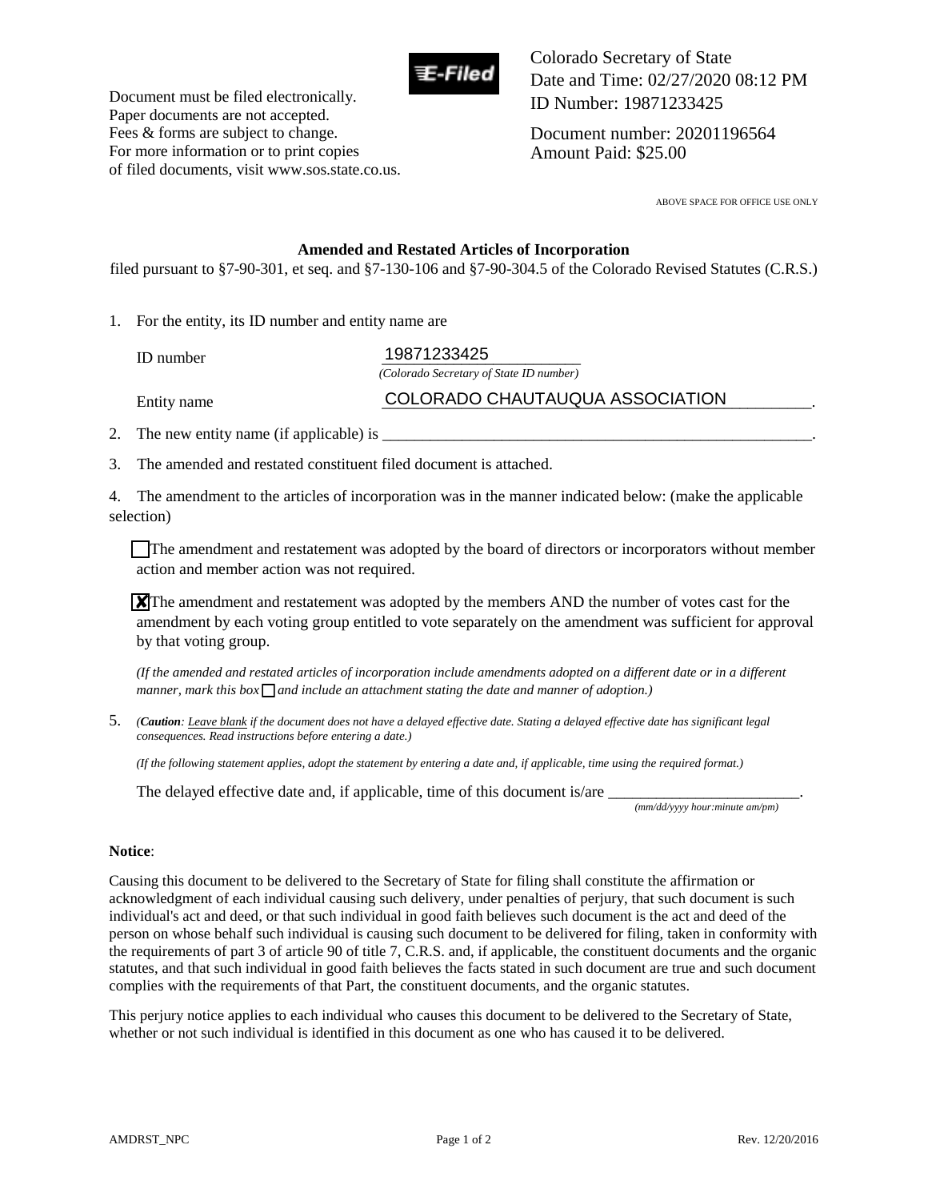Document must be filed electronically.
Paper documents are not accepted.
Fees & forms are subject to change.
For more information or to print copies
of filed documents, visit www.sos.state.co.us.

E-Filed

Colorado Secretary of State
Date and Time: 02/27/2020 08:12 PM
ID Number: 19871233425

Document number: 20201196564
Amount Paid: $25.00

ABOVE SPACE FOR OFFICE USE ONLY

### Amended and Restated Articles of Incorporation

filed pursuant to §7-90-301, et seq. and §7-130-106 and §7-90-304.5 of the Colorado Revised Statutes (C.R.S.)

1. For the entity, its ID number and entity name are

ID number: 19871233425
*(Colorado Secretary of State ID number)*

Entity name: COLORADO CHAUTAUQUA ASSOCIATION

2. The new entity name (if applicable) is ____________________.

3. The amended and restated constituent filed document is attached.

4. The amendment to the articles of incorporation was in the manner indicated below: (make the applicable selection)

☐ The amendment and restatement was adopted by the board of directors or incorporators without member action and member action was not required.

☒ The amendment and restatement was adopted by the members AND the number of votes cast for the amendment by each voting group entitled to vote separately on the amendment was sufficient for approval by that voting group.

*(If the amended and restated articles of incorporation include amendments adopted on a different date or in a different manner, mark this box* ☐ *and include an attachment stating the date and manner of adoption.)*

5. *(**Caution**: Leave blank if the document does not have a delayed effective date. Stating a delayed effective date has significant legal consequences. Read instructions before entering a date.)*

*(If the following statement applies, adopt the statement by entering a date and, if applicable, time using the required format.)*

The delayed effective date and, if applicable, time of this document is/are ____________________.
*(mm/dd/yyyy hour:minute am/pm)*

**Notice**:

Causing this document to be delivered to the Secretary of State for filing shall constitute the affirmation or acknowledgment of each individual causing such delivery, under penalties of perjury, that such document is such individual's act and deed, or that such individual in good faith believes such document is the act and deed of the person on whose behalf such individual is causing such document to be delivered for filing, taken in conformity with the requirements of part 3 of article 90 of title 7, C.R.S. and, if applicable, the constituent documents and the organic statutes, and that such individual in good faith believes the facts stated in such document are true and such document complies with the requirements of that Part, the constituent documents, and the organic statutes.

This perjury notice applies to each individual who causes this document to be delivered to the Secretary of State, whether or not such individual is identified in this document as one who has caused it to be delivered.

AMDRST_NPC Rev. 12/20/2016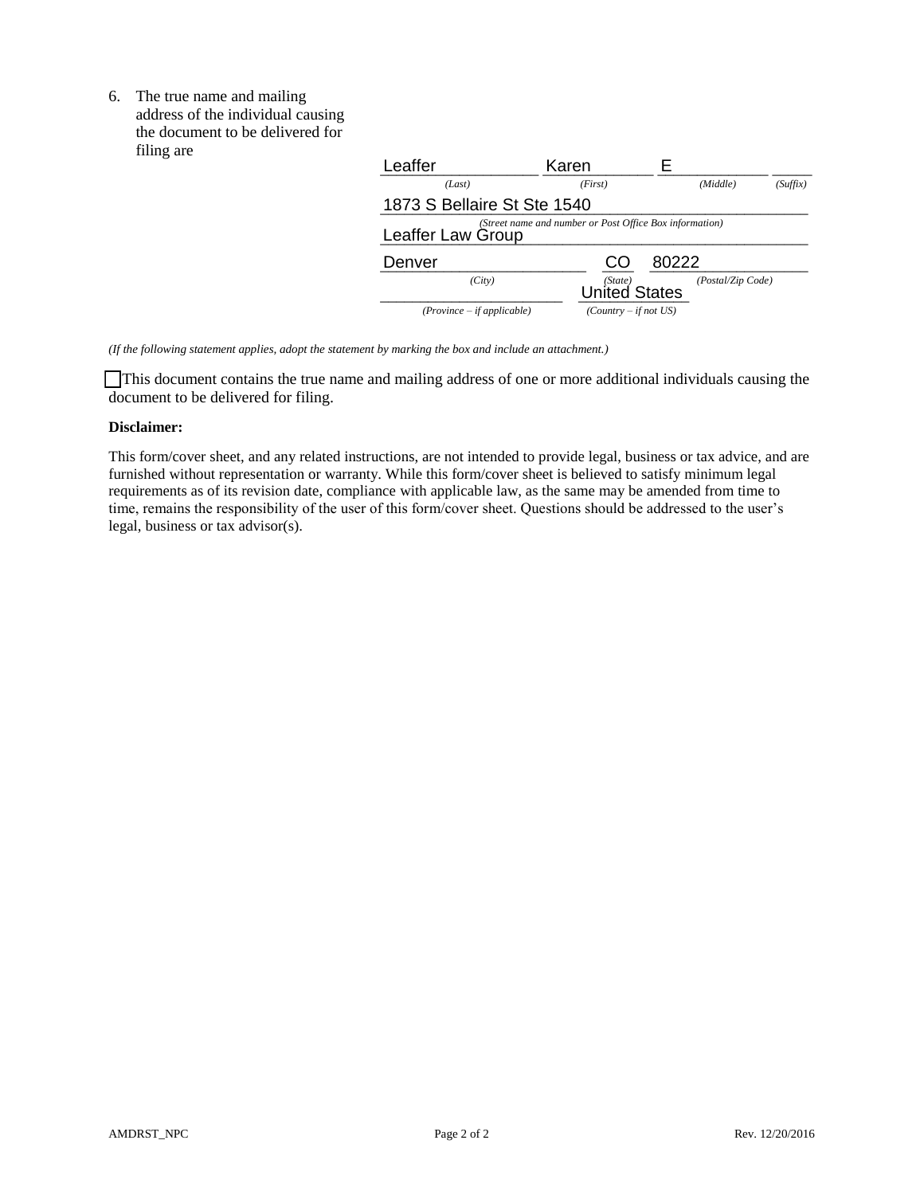6. The true name and mailing address of the individual causing the document to be delivered for filing are

| Leaffer | Karen | E | |
|---|---|---|---|
| *(Last)* | *(First)* | *(Middle)* | *(Suffix)* |

1873 S Bellaire St Ste 1540
*(Street name and number or Post Office Box information)*

Leaffer Law Group

| Denver | CO | 80222 |
|---|---|---|
| *(City)* | *(State)* | *(Postal/Zip Code)* |

| | United States |
|---|---|
| *(Province – if applicable)* | *(Country – if not US)* |

*(If the following statement applies, adopt the statement by marking the box and include an attachment.)*

☐ This document contains the true name and mailing address of one or more additional individuals causing the document to be delivered for filing.

**Disclaimer:**

This form/cover sheet, and any related instructions, are not intended to provide legal, business or tax advice, and are furnished without representation or warranty. While this form/cover sheet is believed to satisfy minimum legal requirements as of its revision date, compliance with applicable law, as the same may be amended from time to time, remains the responsibility of the user of this form/cover sheet. Questions should be addressed to the user's legal, business or tax advisor(s).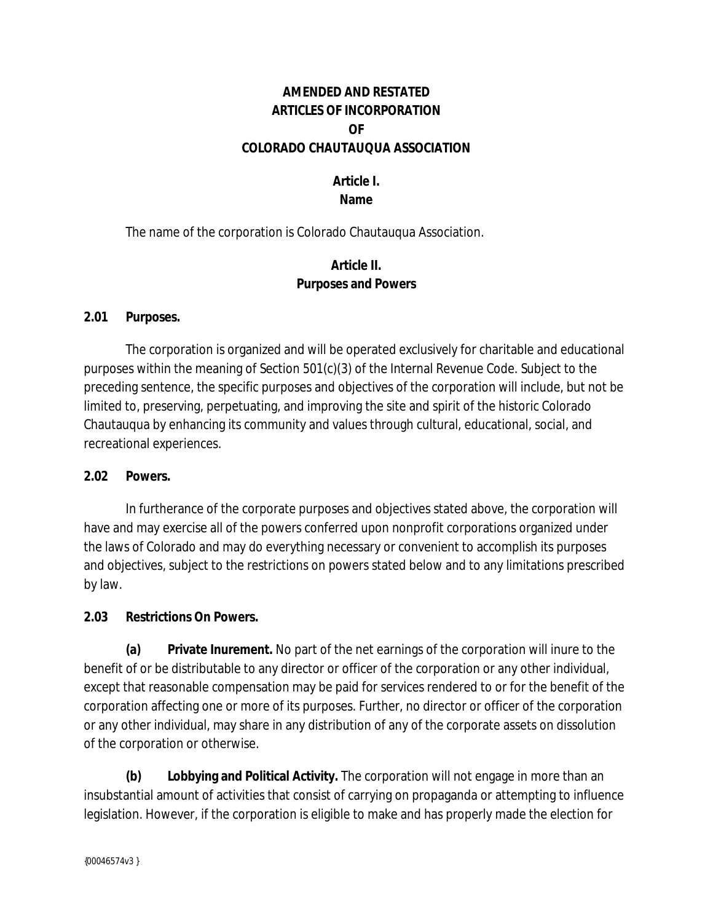# AMENDED AND RESTATED ARTICLES OF INCORPORATION OF COLORADO CHAUTAUQUA ASSOCIATION

## Article I. Name

The name of the corporation is Colorado Chautauqua Association.

## Article II. Purposes and Powers

### 2.01 Purposes.

The corporation is organized and will be operated exclusively for charitable and educational purposes within the meaning of Section 501(c)(3) of the Internal Revenue Code. Subject to the preceding sentence, the specific purposes and objectives of the corporation will include, but not be limited to, preserving, perpetuating, and improving the site and spirit of the historic Colorado Chautauqua by enhancing its community and values through cultural, educational, social, and recreational experiences.

### 2.02 Powers.

In furtherance of the corporate purposes and objectives stated above, the corporation will have and may exercise all of the powers conferred upon nonprofit corporations organized under the laws of Colorado and may do everything necessary or convenient to accomplish its purposes and objectives, subject to the restrictions on powers stated below and to any limitations prescribed by law.

### 2.03 Restrictions On Powers.

**(a) Private Inurement.** No part of the net earnings of the corporation will inure to the benefit of or be distributable to any director or officer of the corporation or any other individual, except that reasonable compensation may be paid for services rendered to or for the benefit of the corporation affecting one or more of its purposes. Further, no director or officer of the corporation or any other individual, may share in any distribution of any of the corporate assets on dissolution of the corporation or otherwise.

**(b) Lobbying and Political Activity.** The corporation will not engage in more than an insubstantial amount of activities that consist of carrying on propaganda or attempting to influence legislation. However, if the corporation is eligible to make and has properly made the election for

{00046574v3 }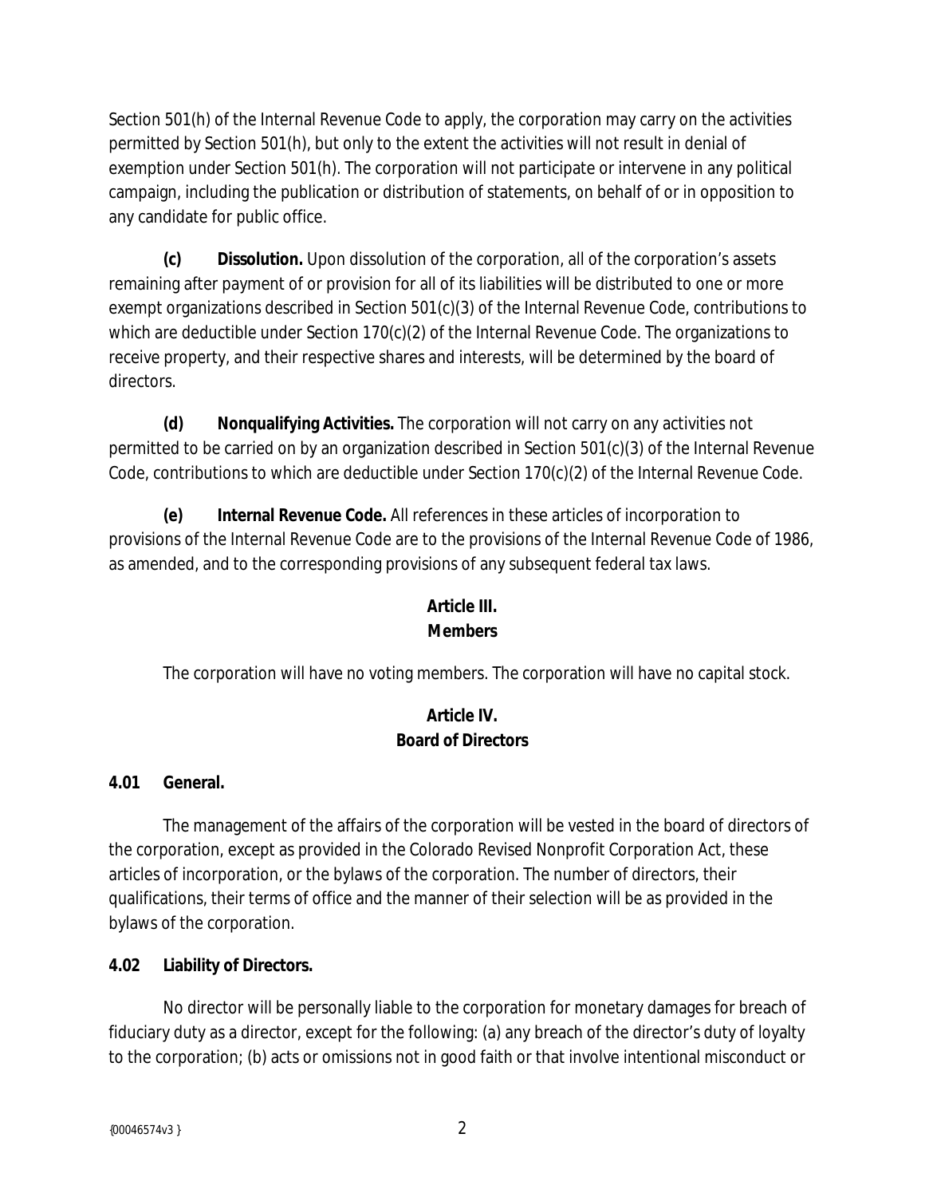Section 501(h) of the Internal Revenue Code to apply, the corporation may carry on the activities permitted by Section 501(h), but only to the extent the activities will not result in denial of exemption under Section 501(h). The corporation will not participate or intervene in any political campaign, including the publication or distribution of statements, on behalf of or in opposition to any candidate for public office.

**(c) Dissolution.** Upon dissolution of the corporation, all of the corporation's assets remaining after payment of or provision for all of its liabilities will be distributed to one or more exempt organizations described in Section 501(c)(3) of the Internal Revenue Code, contributions to which are deductible under Section 170(c)(2) of the Internal Revenue Code. The organizations to receive property, and their respective shares and interests, will be determined by the board of directors.

**(d) Nonqualifying Activities.** The corporation will not carry on any activities not permitted to be carried on by an organization described in Section 501(c)(3) of the Internal Revenue Code, contributions to which are deductible under Section 170(c)(2) of the Internal Revenue Code.

**(e) Internal Revenue Code.** All references in these articles of incorporation to provisions of the Internal Revenue Code are to the provisions of the Internal Revenue Code of 1986, as amended, and to the corresponding provisions of any subsequent federal tax laws.

## Article III. Members

The corporation will have no voting members. The corporation will have no capital stock.

## Article IV. Board of Directors

### 4.01 General.

The management of the affairs of the corporation will be vested in the board of directors of the corporation, except as provided in the Colorado Revised Nonprofit Corporation Act, these articles of incorporation, or the bylaws of the corporation. The number of directors, their qualifications, their terms of office and the manner of their selection will be as provided in the bylaws of the corporation.

### 4.02 Liability of Directors.

No director will be personally liable to the corporation for monetary damages for breach of fiduciary duty as a director, except for the following: (a) any breach of the director's duty of loyalty to the corporation; (b) acts or omissions not in good faith or that involve intentional misconduct or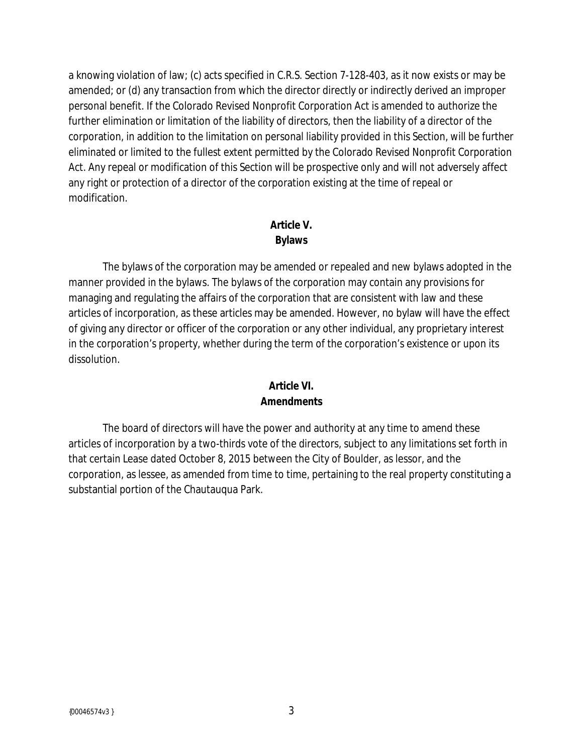a knowing violation of law; (c) acts specified in C.R.S. Section 7-128-403, as it now exists or may be amended; or (d) any transaction from which the director directly or indirectly derived an improper personal benefit. If the Colorado Revised Nonprofit Corporation Act is amended to authorize the further elimination or limitation of the liability of directors, then the liability of a director of the corporation, in addition to the limitation on personal liability provided in this Section, will be further eliminated or limited to the fullest extent permitted by the Colorado Revised Nonprofit Corporation Act. Any repeal or modification of this Section will be prospective only and will not adversely affect any right or protection of a director of the corporation existing at the time of repeal or modification.

## Article V.
## Bylaws

The bylaws of the corporation may be amended or repealed and new bylaws adopted in the manner provided in the bylaws. The bylaws of the corporation may contain any provisions for managing and regulating the affairs of the corporation that are consistent with law and these articles of incorporation, as these articles may be amended. However, no bylaw will have the effect of giving any director or officer of the corporation or any other individual, any proprietary interest in the corporation's property, whether during the term of the corporation's existence or upon its dissolution.

## Article VI.
## Amendments

The board of directors will have the power and authority at any time to amend these articles of incorporation by a two-thirds vote of the directors, subject to any limitations set forth in that certain Lease dated October 8, 2015 between the City of Boulder, as lessor, and the corporation, as lessee, as amended from time to time, pertaining to the real property constituting a substantial portion of the Chautauqua Park.

{00046574v3 }